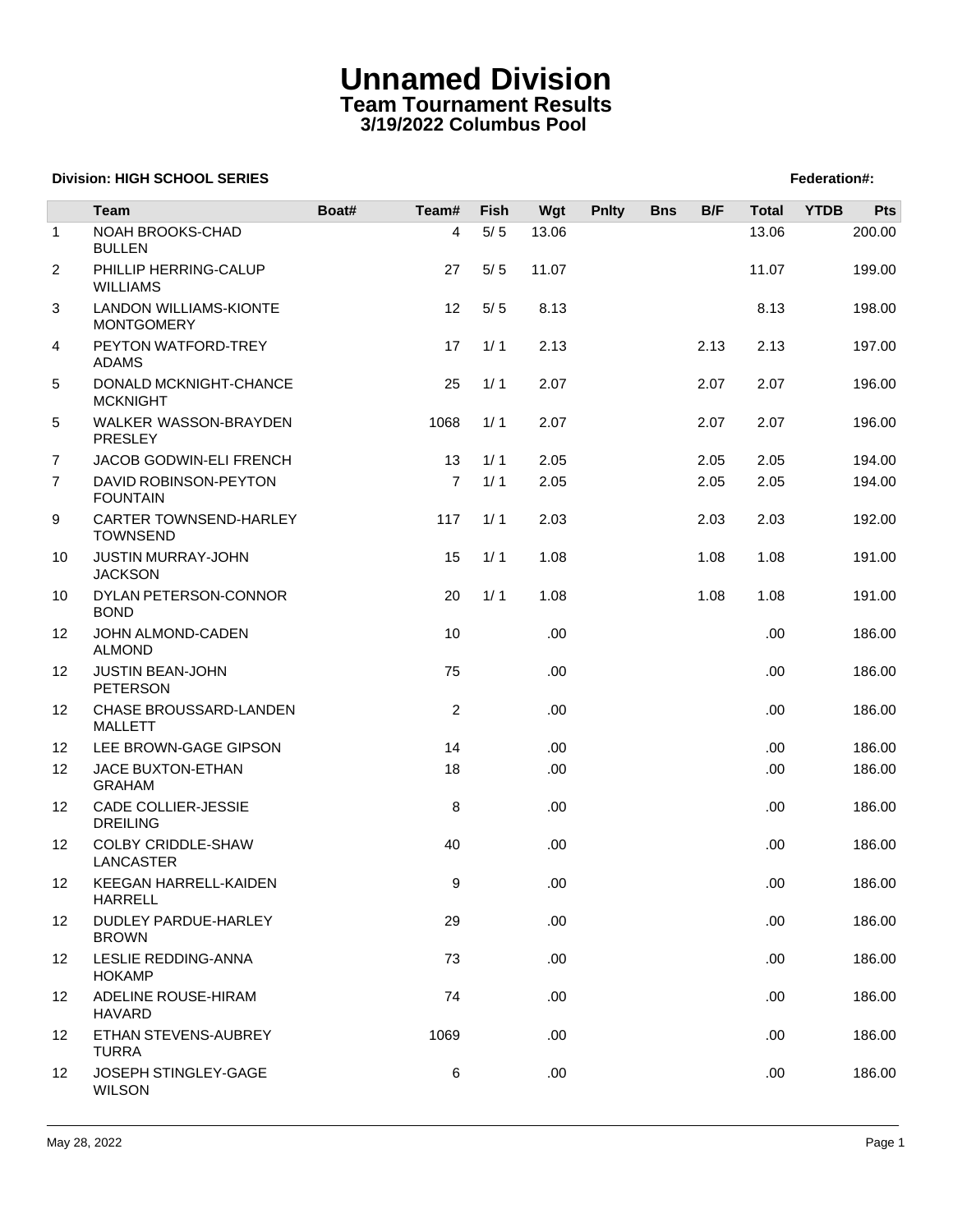# Unnamed Division

## Team Tournament Results

### 3/19/2022 Columbus Pool

**Division: HIGH SCHOOL SERIES** **Federation#:**

| | Team | Boat# | Team# | Fish | Wgt | Pnlty | Bns | B/F | Total | YTDB | Pts |
|---|---|---|---|---|---|---|---|---|---|---|---|
| 1 | NOAH BROOKS-CHAD BULLEN | | 4 | 5/ 5 | 13.06 | | | | 13.06 | | 200.00 |
| 2 | PHILLIP HERRING-CALUP WILLIAMS | | 27 | 5/ 5 | 11.07 | | | | 11.07 | | 199.00 |
| 3 | LANDON WILLIAMS-KIONTE MONTGOMERY | | 12 | 5/ 5 | 8.13 | | | | 8.13 | | 198.00 |
| 4 | PEYTON WATFORD-TREY ADAMS | | 17 | 1/ 1 | 2.13 | | | 2.13 | 2.13 | | 197.00 |
| 5 | DONALD MCKNIGHT-CHANCE MCKNIGHT | | 25 | 1/ 1 | 2.07 | | | 2.07 | 2.07 | | 196.00 |
| 5 | WALKER WASSON-BRAYDEN PRESLEY | | 1068 | 1/ 1 | 2.07 | | | 2.07 | 2.07 | | 196.00 |
| 7 | JACOB GODWIN-ELI FRENCH | | 13 | 1/ 1 | 2.05 | | | 2.05 | 2.05 | | 194.00 |
| 7 | DAVID ROBINSON-PEYTON FOUNTAIN | | 7 | 1/ 1 | 2.05 | | | 2.05 | 2.05 | | 194.00 |
| 9 | CARTER TOWNSEND-HARLEY TOWNSEND | | 117 | 1/ 1 | 2.03 | | | 2.03 | 2.03 | | 192.00 |
| 10 | JUSTIN MURRAY-JOHN JACKSON | | 15 | 1/ 1 | 1.08 | | | 1.08 | 1.08 | | 191.00 |
| 10 | DYLAN PETERSON-CONNOR BOND | | 20 | 1/ 1 | 1.08 | | | 1.08 | 1.08 | | 191.00 |
| 12 | JOHN ALMOND-CADEN ALMOND | | 10 | | .00 | | | | .00 | | 186.00 |
| 12 | JUSTIN BEAN-JOHN PETERSON | | 75 | | .00 | | | | .00 | | 186.00 |
| 12 | CHASE BROUSSARD-LANDEN MALLETT | | 2 | | .00 | | | | .00 | | 186.00 |
| 12 | LEE BROWN-GAGE GIPSON | | 14 | | .00 | | | | .00 | | 186.00 |
| 12 | JACE BUXTON-ETHAN GRAHAM | | 18 | | .00 | | | | .00 | | 186.00 |
| 12 | CADE COLLIER-JESSIE DREILING | | 8 | | .00 | | | | .00 | | 186.00 |
| 12 | COLBY CRIDDLE-SHAW LANCASTER | | 40 | | .00 | | | | .00 | | 186.00 |
| 12 | KEEGAN HARRELL-KAIDEN HARRELL | | 9 | | .00 | | | | .00 | | 186.00 |
| 12 | DUDLEY PARDUE-HARLEY BROWN | | 29 | | .00 | | | | .00 | | 186.00 |
| 12 | LESLIE REDDING-ANNA HOKAMP | | 73 | | .00 | | | | .00 | | 186.00 |
| 12 | ADELINE ROUSE-HIRAM HAVARD | | 74 | | .00 | | | | .00 | | 186.00 |
| 12 | ETHAN STEVENS-AUBREY TURRA | | 1069 | | .00 | | | | .00 | | 186.00 |
| 12 | JOSEPH STINGLEY-GAGE WILSON | | 6 | | .00 | | | | .00 | | 186.00 |

May 28, 2022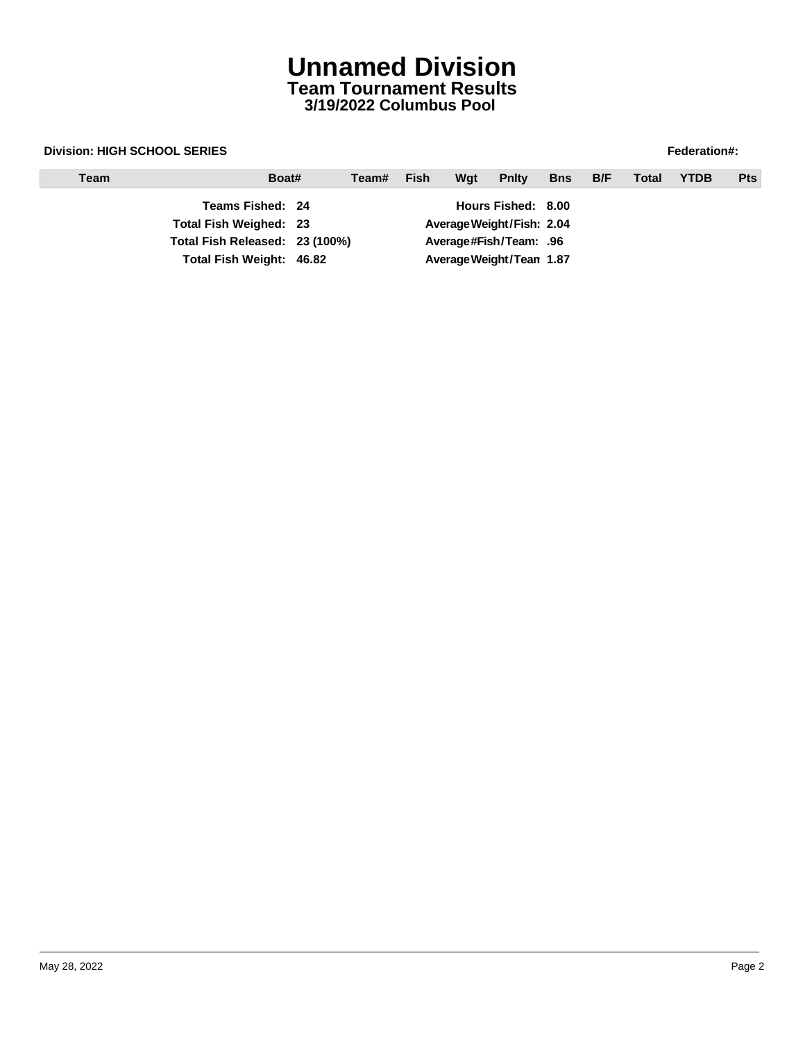# Unnamed Division

## Team Tournament Results

### 3/19/2022 Columbus Pool

**Division: HIGH SCHOOL SERIES** **Federation#:**

| Team | Boat# | Team# | Fish | Wgt | Pnlty | Bns | B/F | Total | YTDB | Pts |
|---|---|---|---|---|---|---|---|---|---|---|

**Teams Fished: 24**
**Total Fish Weighed: 23**
**Total Fish Released: 23 (100%)**
**Total Fish Weight: 46.82**

**Hours Fished: 8.00**
**Average Weight/Fish: 2.04**
**Average #Fish/Team: .96**
**Average Weight/Tean 1.87**

May 28, 2022